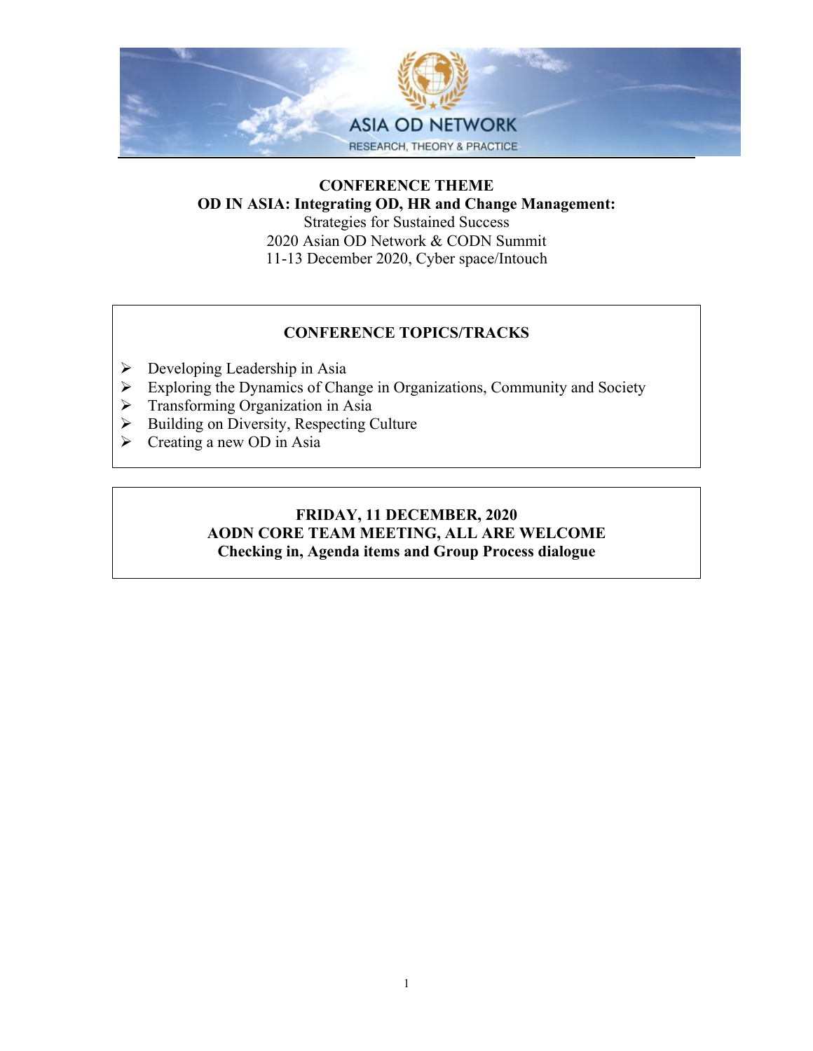ASIA OD NETWORK

RESEARCH, THEORY & PRACTICE

## CONFERENCE THEME

**OD IN ASIA: Integrating OD, HR and Change Management:**

Strategies for Sustained Success

2020 Asian OD Network & CODN Summit

11-13 December 2020, Cyber space/Intouch

## CONFERENCE TOPICS/TRACKS

- Developing Leadership in Asia
- Exploring the Dynamics of Change in Organizations, Community and Society
- Transforming Organization in Asia
- Building on Diversity, Respecting Culture
- Creating a new OD in Asia

## FRIDAY, 11 DECEMBER, 2020

**AODN CORE TEAM MEETING, ALL ARE WELCOME**

**Checking in, Agenda items and Group Process dialogue**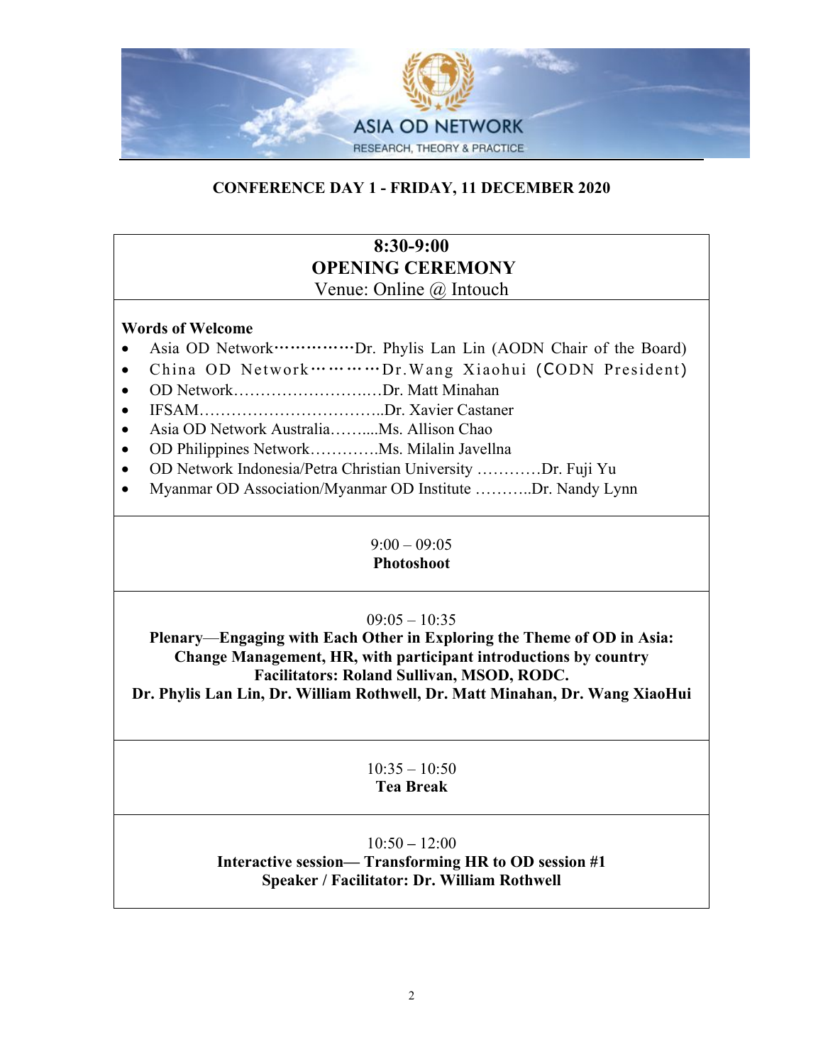ASIA OD NETWORK

RESEARCH, THEORY & PRACTICE

## CONFERENCE DAY 1 - FRIDAY, 11 DECEMBER 2020

### 8:30-9:00
### OPENING CEREMONY
Venue: Online @ Intouch

**Words of Welcome**

- Asia OD Network……………Dr. Phylis Lan Lin (AODN Chair of the Board)
- China OD Network…………Dr.Wang Xiaohui (CODN President)
- OD Network………………….….Dr. Matt Minahan
- IFSAM……………………………..Dr. Xavier Castaner
- Asia OD Network Australia……....Ms. Allison Chao
- OD Philippines Network………….Ms. Milalin Javellna
- OD Network Indonesia/Petra Christian University …………Dr. Fuji Yu
- Myanmar OD Association/Myanmar OD Institute ………..Dr. Nandy Lynn

9:00 – 09:05
**Photoshoot**

09:05 – 10:35
**Plenary—Engaging with Each Other in Exploring the Theme of OD in Asia: Change Management, HR, with participant introductions by country**
**Facilitators: Roland Sullivan, MSOD, RODC.**
**Dr. Phylis Lan Lin, Dr. William Rothwell, Dr. Matt Minahan, Dr. Wang XiaoHui**

10:35 – 10:50
**Tea Break**

10:50 – 12:00
**Interactive session— Transforming HR to OD session #1**
**Speaker / Facilitator: Dr. William Rothwell**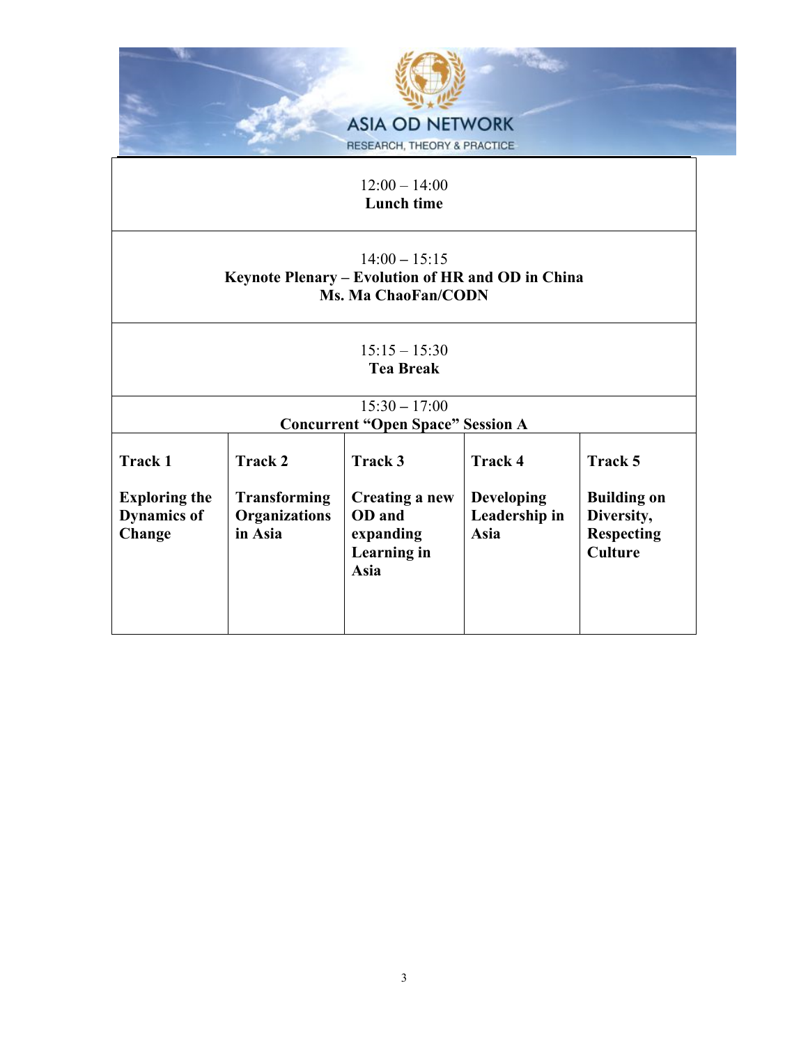ASIA OD NETWORK

RESEARCH, THEORY & PRACTICE

| 12:00 – 14:00<br>**Lunch time** | | | | |
|---|---|---|---|---|
| 14:00 – 15:15<br>**Keynote Plenary – Evolution of HR and OD in China**<br>**Ms. Ma ChaoFan/CODN** | | | | |
| 15:15 – 15:30<br>**Tea Break** | | | | |
| 15:30 – 17:00<br>**Concurrent "Open Space" Session A** | | | | |
| **Track 1**<br><br>**Exploring the Dynamics of Change** | **Track 2**<br><br>**Transforming Organizations in Asia** | **Track 3**<br><br>**Creating a new OD and expanding Learning in Asia** | **Track 4**<br><br>**Developing Leadership in Asia** | **Track 5**<br><br>**Building on Diversity, Respecting Culture** |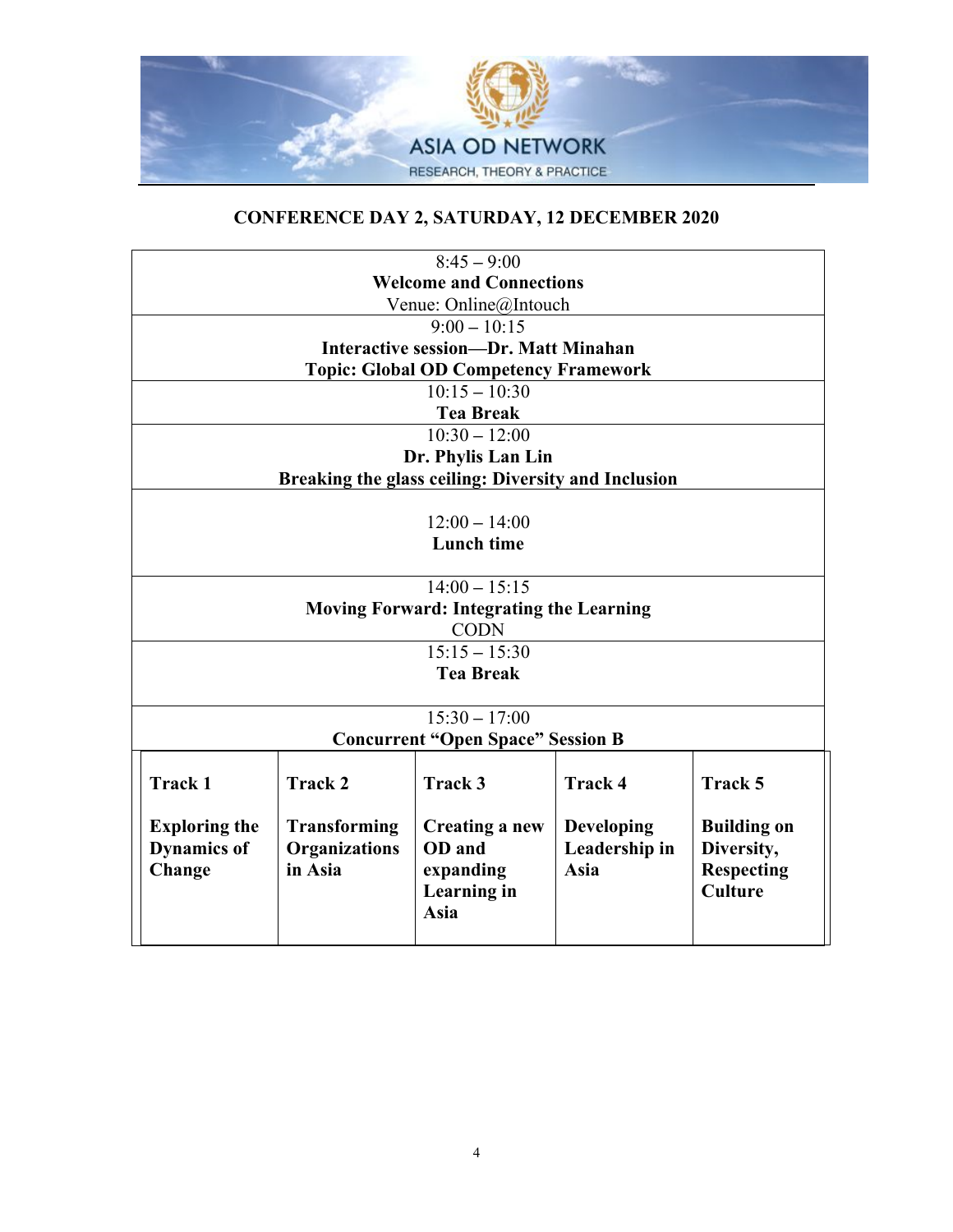# CONFERENCE DAY 2, SATURDAY, 12 DECEMBER 2020

8:45 – 9:00
**Welcome and Connections**
Venue: Online@Intouch

9:00 – 10:15
**Interactive session—Dr. Matt Minahan**
**Topic: Global OD Competency Framework**

10:15 – 10:30
**Tea Break**

10:30 – 12:00
**Dr. Phylis Lan Lin**
**Breaking the glass ceiling: Diversity and Inclusion**

12:00 – 14:00
**Lunch time**

14:00 – 15:15
**Moving Forward: Integrating the Learning**
CODN

15:15 – 15:30
**Tea Break**

15:30 – 17:00
**Concurrent "Open Space" Session B**

| Track 1 | Track 2 | Track 3 | Track 4 | Track 5 |
|---|---|---|---|---|
| **Exploring the Dynamics of Change** | **Transforming Organizations in Asia** | **Creating a new OD and expanding Learning in Asia** | **Developing Leadership in Asia** | **Building on Diversity, Respecting Culture** |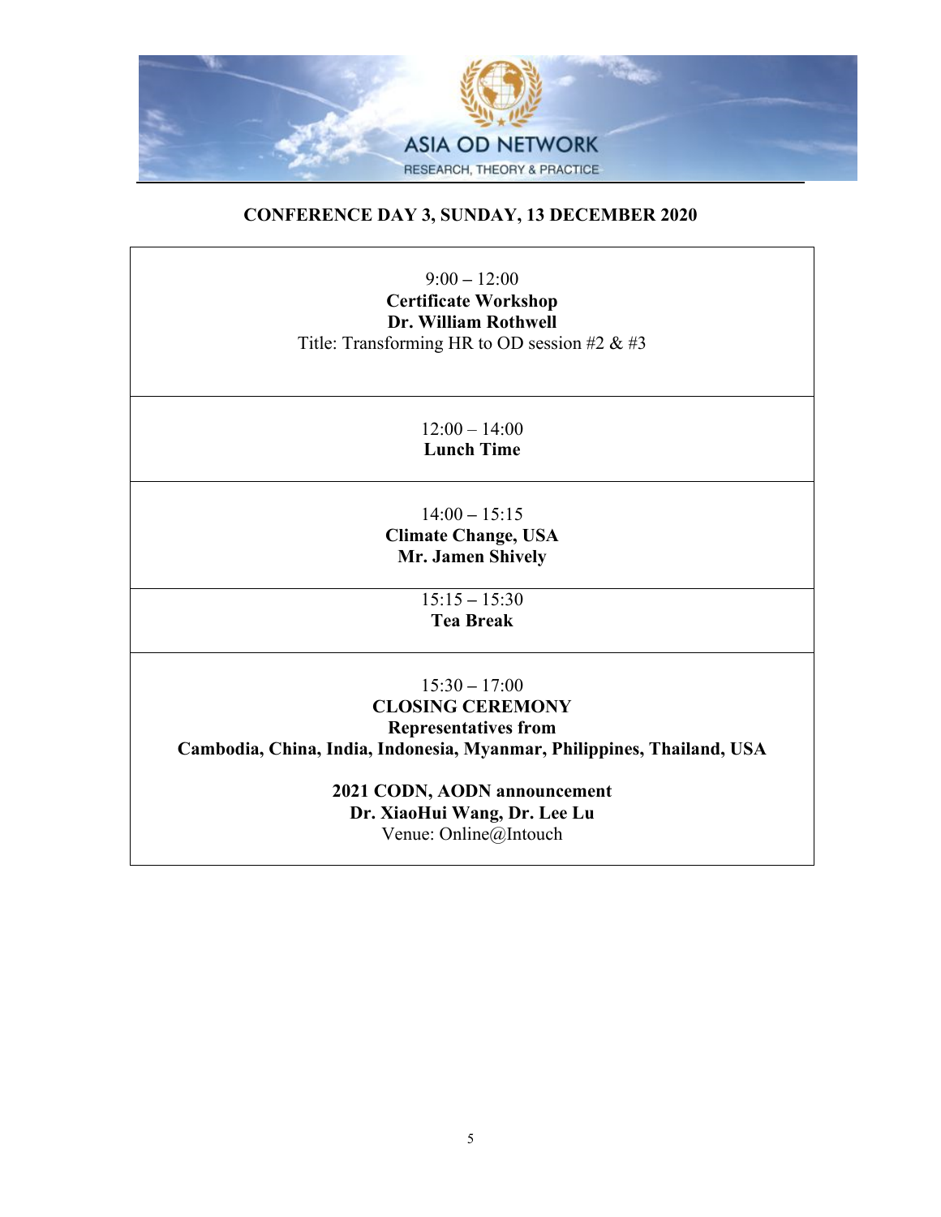ASIA OD NETWORK

RESEARCH, THEORY & PRACTICE

## CONFERENCE DAY 3, SUNDAY, 13 DECEMBER 2020

| |
|---|
| 9:00 – 12:00<br>**Certificate Workshop**<br>**Dr. William Rothwell**<br>Title: Transforming HR to OD session #2 & #3 |
| 12:00 – 14:00<br>**Lunch Time** |
| 14:00 – 15:15<br>**Climate Change, USA**<br>**Mr. Jamen Shively** |
| 15:15 – 15:30<br>**Tea Break** |
| 15:30 – 17:00<br>**CLOSING CEREMONY**<br>**Representatives from**<br>**Cambodia, China, India, Indonesia, Myanmar, Philippines, Thailand, USA**<br><br>**2021 CODN, AODN announcement**<br>**Dr. XiaoHui Wang, Dr. Lee Lu**<br>Venue: Online@Intouch |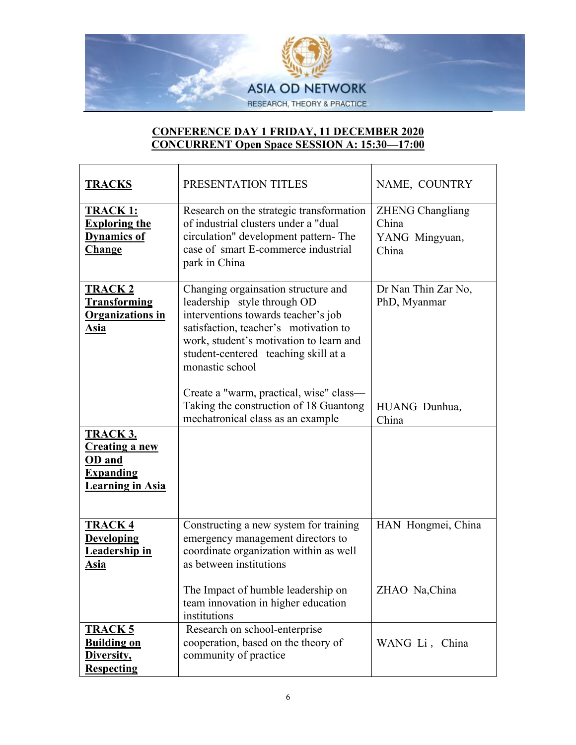ASIA OD NETWORK
RESEARCH, THEORY & PRACTICE

## CONFERENCE DAY 1 FRIDAY, 11 DECEMBER 2020
## CONCURRENT Open Space SESSION A: 15:30—17:00

| TRACKS | PRESENTATION TITLES | NAME, COUNTRY |
|---|---|---|
| **TRACK 1: Exploring the Dynamics of Change** | Research on the strategic transformation of industrial clusters under a "dual circulation" development pattern- The case of smart E-commerce industrial park in China | ZHENG Changliang China<br>YANG Mingyuan, China |
| **TRACK 2 Transforming Organizations in Asia** | Changing orgainsation structure and leadership style through OD interventions towards teacher's job satisfaction, teacher's motivation to work, student's motivation to learn and student-centered teaching skill at a monastic school | Dr Nan Thin Zar No, PhD, Myanmar |
| | Create a "warm, practical, wise" class—Taking the construction of 18 Guantong mechatronical class as an example | HUANG Dunhua, China |
| **TRACK 3. Creating a new OD and Expanding Learning in Asia** | | |
| **TRACK 4 Developing Leadership in Asia** | Constructing a new system for training emergency management directors to coordinate organization within as well as between institutions | HAN Hongmei, China |
| | The Impact of humble leadership on team innovation in higher education institutions | ZHAO Na,China |
| **TRACK 5 Building on Diversity, Respecting** | Research on school-enterprise cooperation, based on the theory of community of practice | WANG Li , China |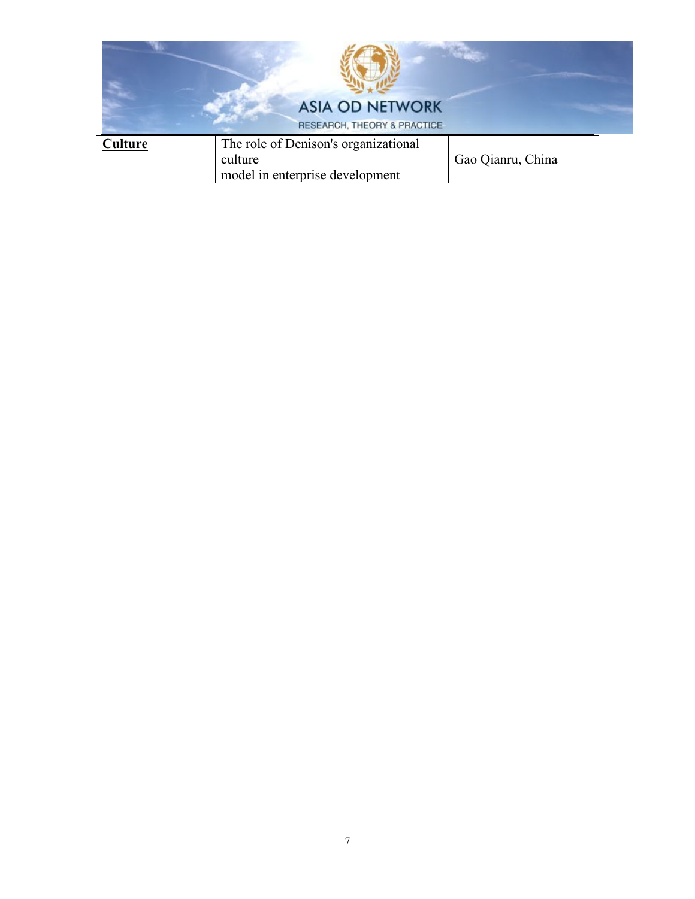| **Culture** | The role of Denison's organizational culture model in enterprise development | Gao Qianru, China |
|---|---|---|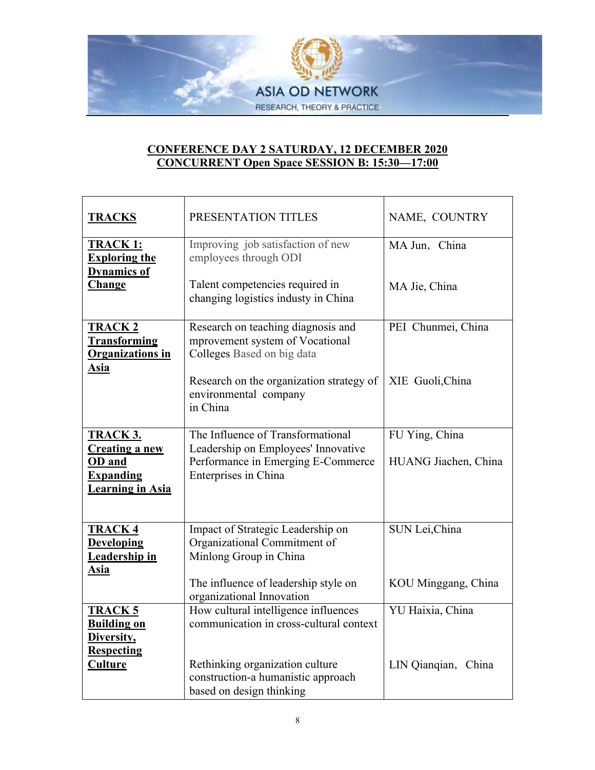**CONFERENCE DAY 2 SATURDAY, 12 DECEMBER 2020**
**CONCURRENT Open Space SESSION B: 15:30—17:00**

| TRACKS | PRESENTATION TITLES | NAME, COUNTRY |
|---|---|---|
| **TRACK 1: Exploring the Dynamics of Change** | Improving job satisfaction of new employees through ODI | MA Jun, China |
| | Talent competencies required in changing logistics industry in China | MA Jie, China |
| **TRACK 2 Transforming Organizations in Asia** | Research on teaching diagnosis and mprovement system of Vocational Colleges Based on big data | PEI Chunmei, China |
| | Research on the organization strategy of environmental company in China | XIE Guoli,China |
| **TRACK 3. Creating a new OD and Expanding Learning in Asia** | The Influence of Transformational Leadership on Employees' Innovative Performance in Emerging E-Commerce Enterprises in China | FU Ying, China<br>HUANG Jiachen, China |
| **TRACK 4 Developing Leadership in Asia** | Impact of Strategic Leadership on Organizational Commitment of Minlong Group in China | SUN Lei,China |
| | The influence of leadership style on organizational Innovation | KOU Minggang, China |
| **TRACK 5 Building on Diversity, Respecting Culture** | How cultural intelligence influences communication in cross-cultural context | YU Haixia, China |
| | Rethinking organization culture construction-a humanistic approach based on design thinking | LIN Qianqian, China |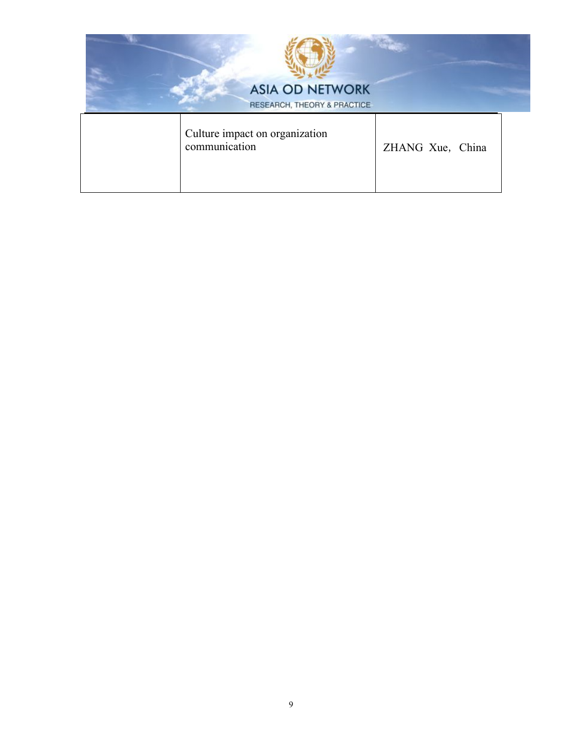| | | |
|---|---|---|
| | Culture impact on organization communication | ZHANG Xue，China |